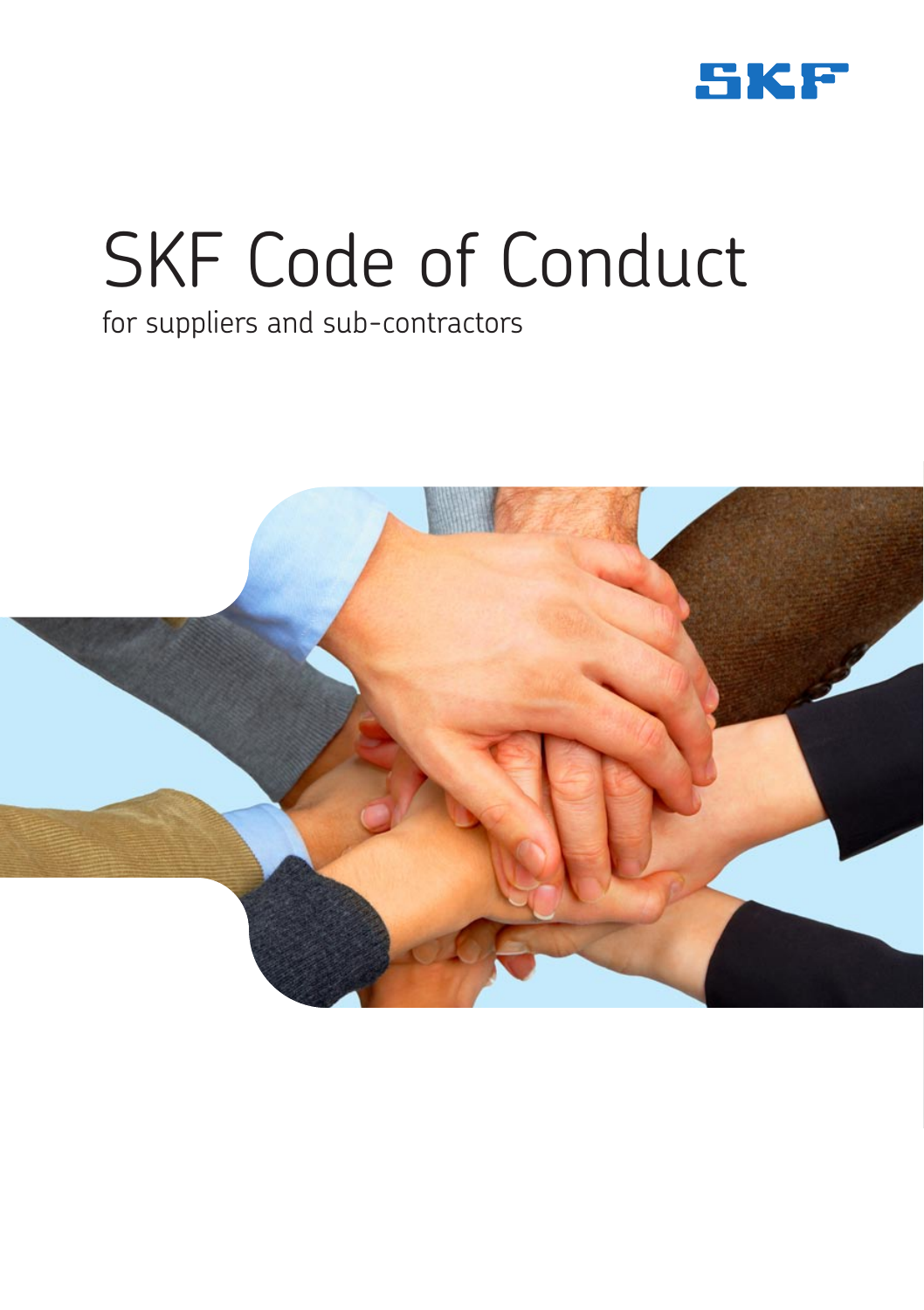SKF

# SKF Code of Conduct

for suppliers and sub-contractors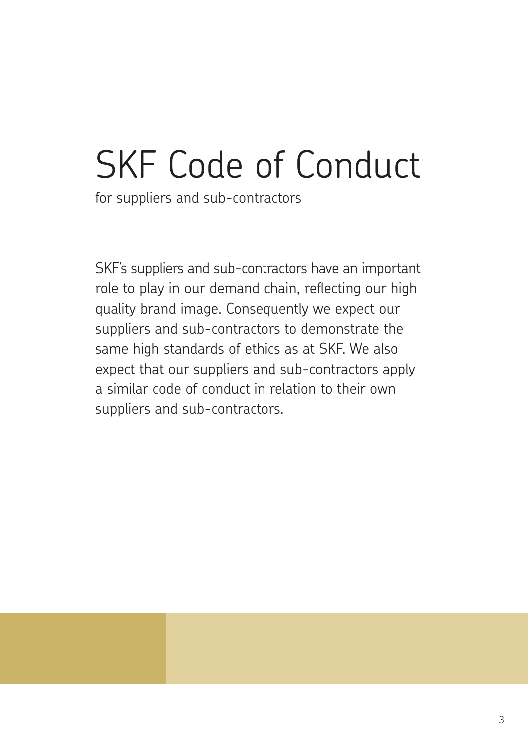# SKF Code of Conduct

for suppliers and sub-contractors

SKF's suppliers and sub-contractors have an important role to play in our demand chain, reflecting our high quality brand image. Consequently we expect our suppliers and sub-contractors to demonstrate the same high standards of ethics as at SKF. We also expect that our suppliers and sub-contractors apply a similar code of conduct in relation to their own suppliers and sub-contractors.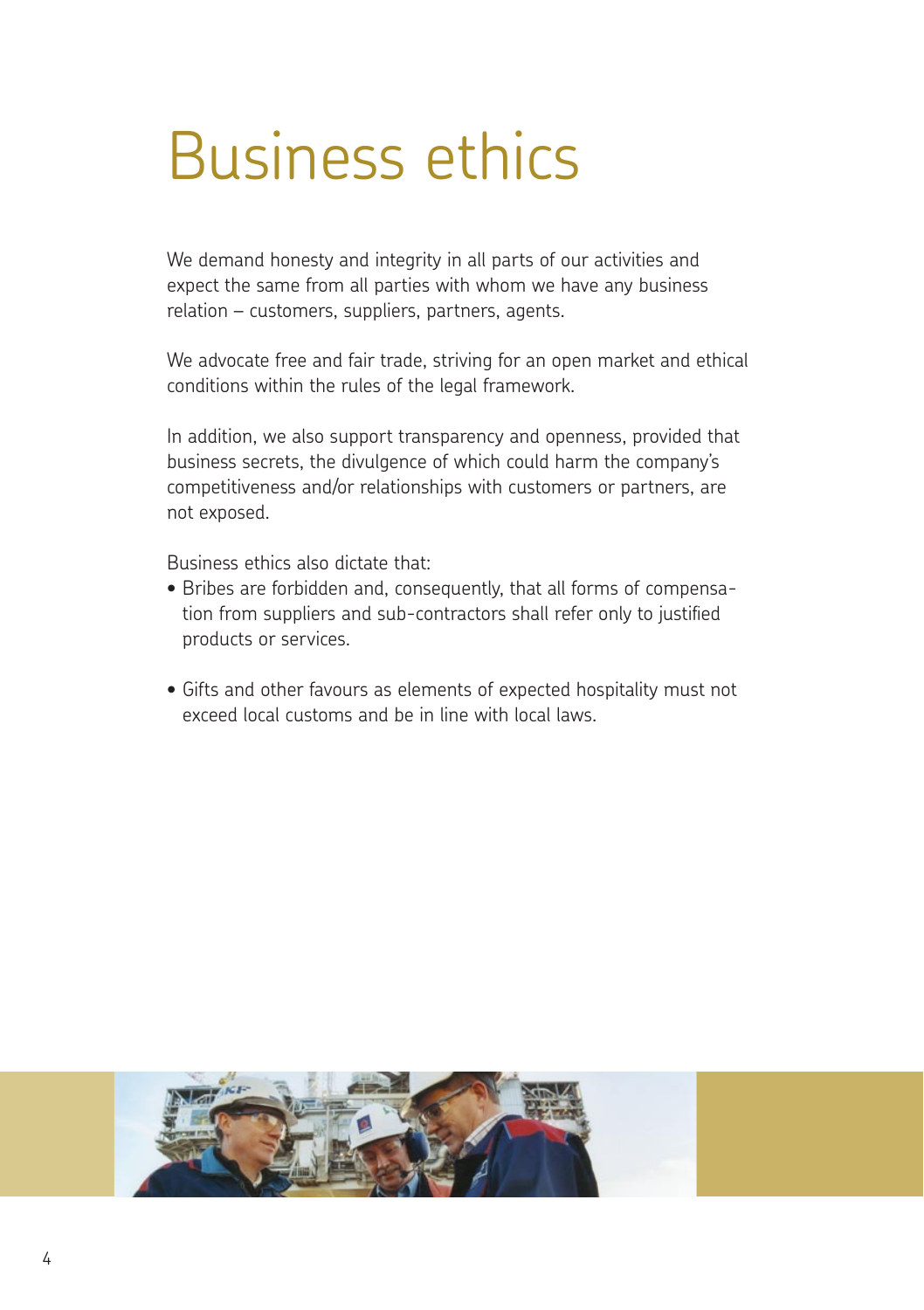# Business ethics

We demand honesty and integrity in all parts of our activities and expect the same from all parties with whom we have any business relation – customers, suppliers, partners, agents.

We advocate free and fair trade, striving for an open market and ethical conditions within the rules of the legal framework.

In addition, we also support transparency and openness, provided that business secrets, the divulgence of which could harm the company's competitiveness and/or relationships with customers or partners, are not exposed.

Business ethics also dictate that:

- Bribes are forbidden and, consequently, that all forms of compensation from suppliers and sub-contractors shall refer only to justified products or services.
- Gifts and other favours as elements of expected hospitality must not exceed local customs and be in line with local laws.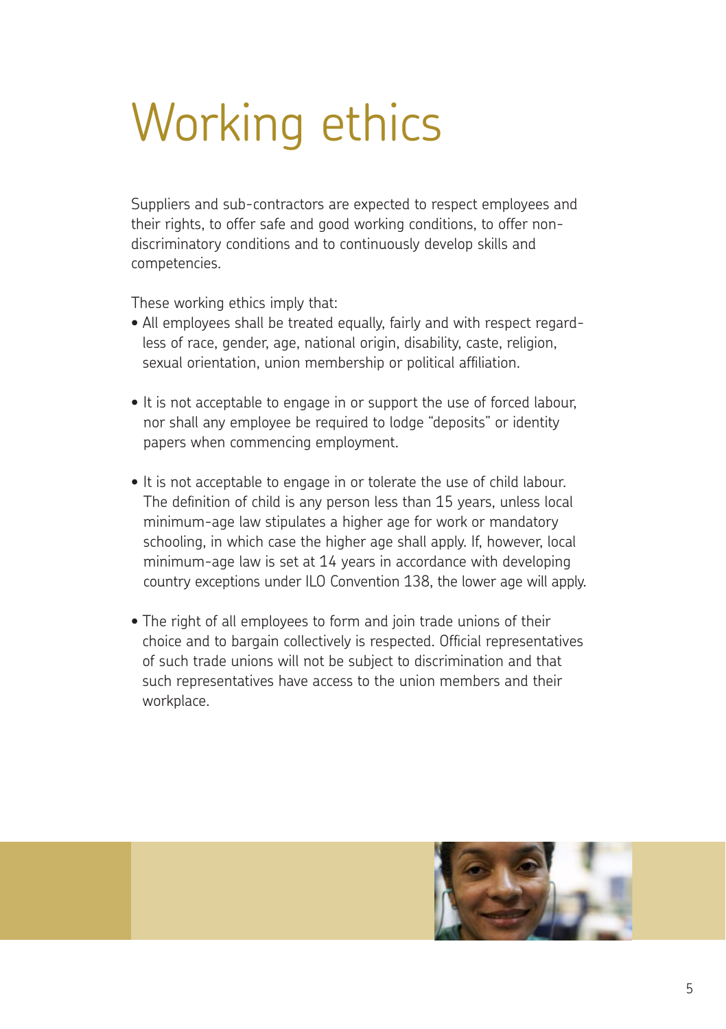# Working ethics

Suppliers and sub-contractors are expected to respect employees and their rights, to offer safe and good working conditions, to offer non-discriminatory conditions and to continuously develop skills and competencies.

These working ethics imply that:

- All employees shall be treated equally, fairly and with respect regardless of race, gender, age, national origin, disability, caste, religion, sexual orientation, union membership or political affiliation.

- It is not acceptable to engage in or support the use of forced labour, nor shall any employee be required to lodge "deposits" or identity papers when commencing employment.

- It is not acceptable to engage in or tolerate the use of child labour. The definition of child is any person less than 15 years, unless local minimum-age law stipulates a higher age for work or mandatory schooling, in which case the higher age shall apply. If, however, local minimum-age law is set at 14 years in accordance with developing country exceptions under ILO Convention 138, the lower age will apply.

- The right of all employees to form and join trade unions of their choice and to bargain collectively is respected. Official representatives of such trade unions will not be subject to discrimination and that such representatives have access to the union members and their workplace.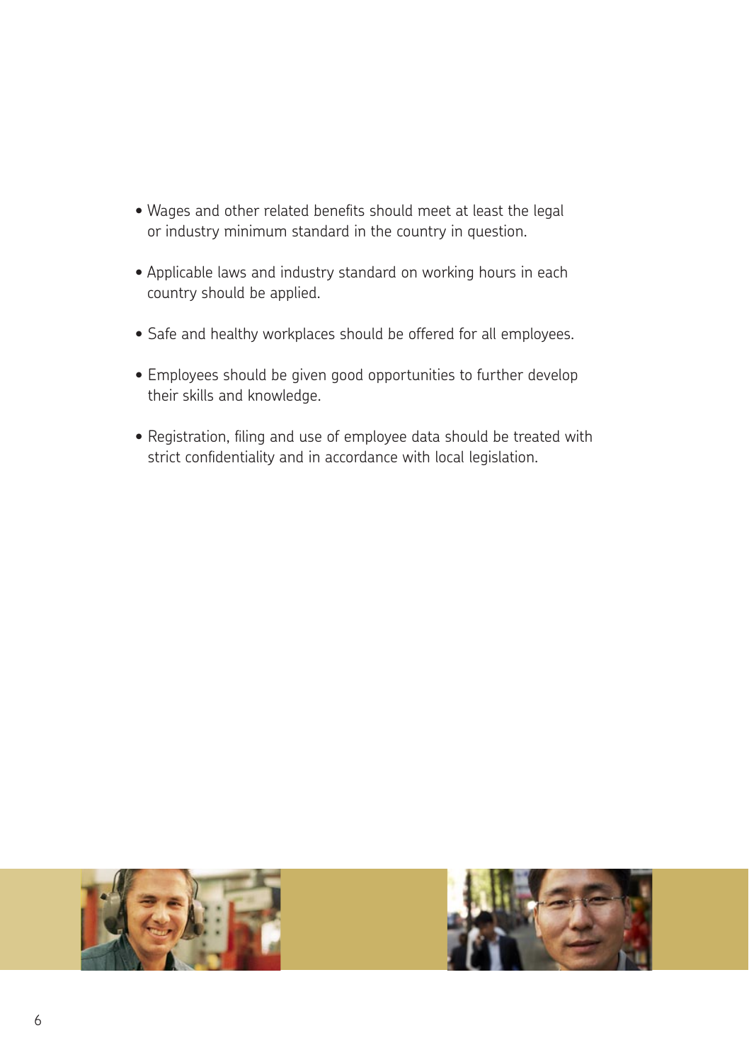- Wages and other related benefits should meet at least the legal or industry minimum standard in the country in question.
- Applicable laws and industry standard on working hours in each country should be applied.
- Safe and healthy workplaces should be offered for all employees.
- Employees should be given good opportunities to further develop their skills and knowledge.
- Registration, filing and use of employee data should be treated with strict confidentiality and in accordance with local legislation.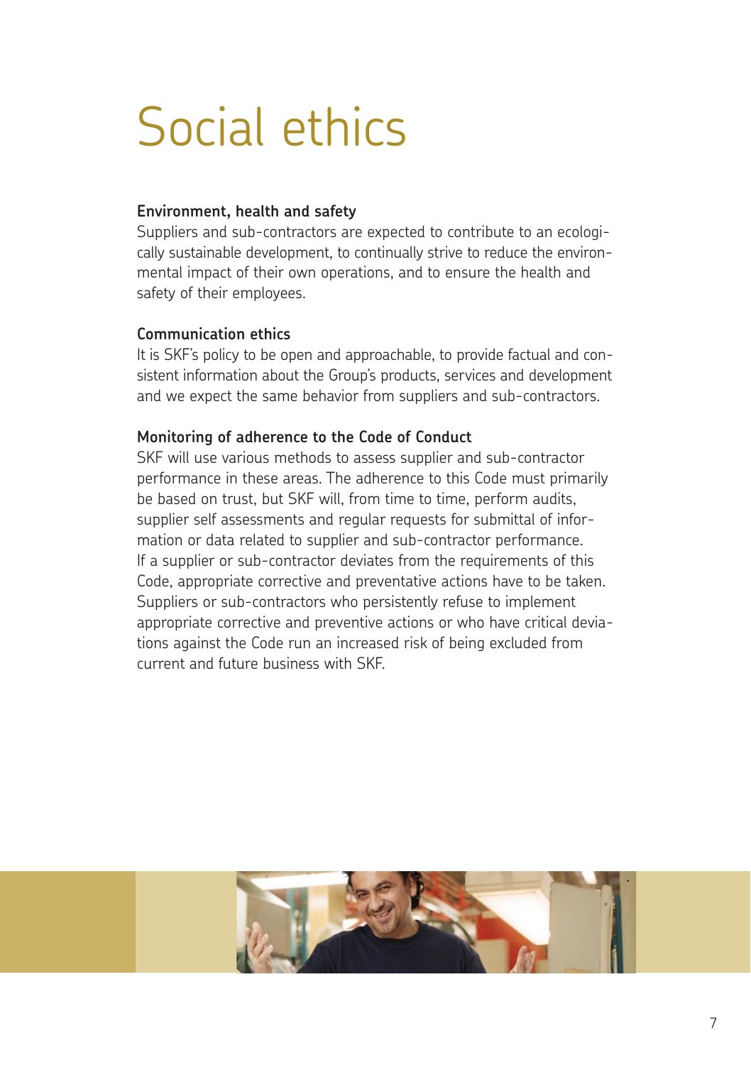# Social ethics

**Environment, health and safety**

Suppliers and sub-contractors are expected to contribute to an ecologically sustainable development, to continually strive to reduce the environmental impact of their own operations, and to ensure the health and safety of their employees.

**Communication ethics**

It is SKF's policy to be open and approachable, to provide factual and consistent information about the Group's products, services and development and we expect the same behavior from suppliers and sub-contractors.

**Monitoring of adherence to the Code of Conduct**

SKF will use various methods to assess supplier and sub-contractor performance in these areas. The adherence to this Code must primarily be based on trust, but SKF will, from time to time, perform audits, supplier self assessments and regular requests for submittal of information or data related to supplier and sub-contractor performance. If a supplier or sub-contractor deviates from the requirements of this Code, appropriate corrective and preventative actions have to be taken. Suppliers or sub-contractors who persistently refuse to implement appropriate corrective and preventive actions or who have critical deviations against the Code run an increased risk of being excluded from current and future business with SKF.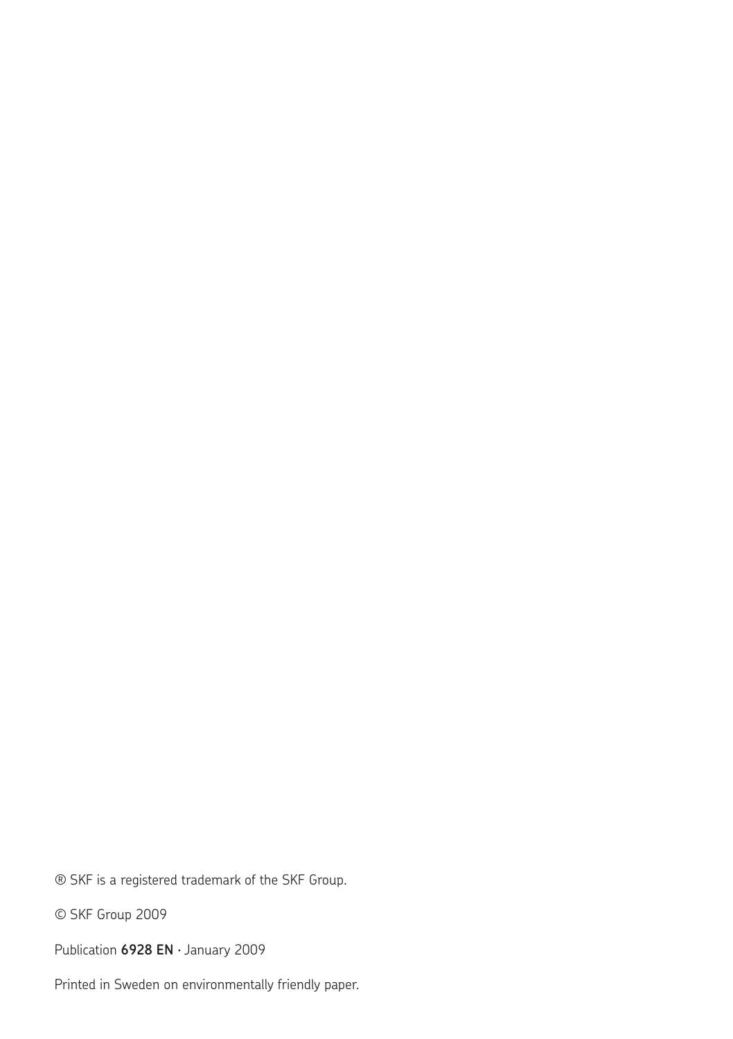® SKF is a registered trademark of the SKF Group.

© SKF Group 2009

Publication **6928 EN** · January 2009

Printed in Sweden on environmentally friendly paper.